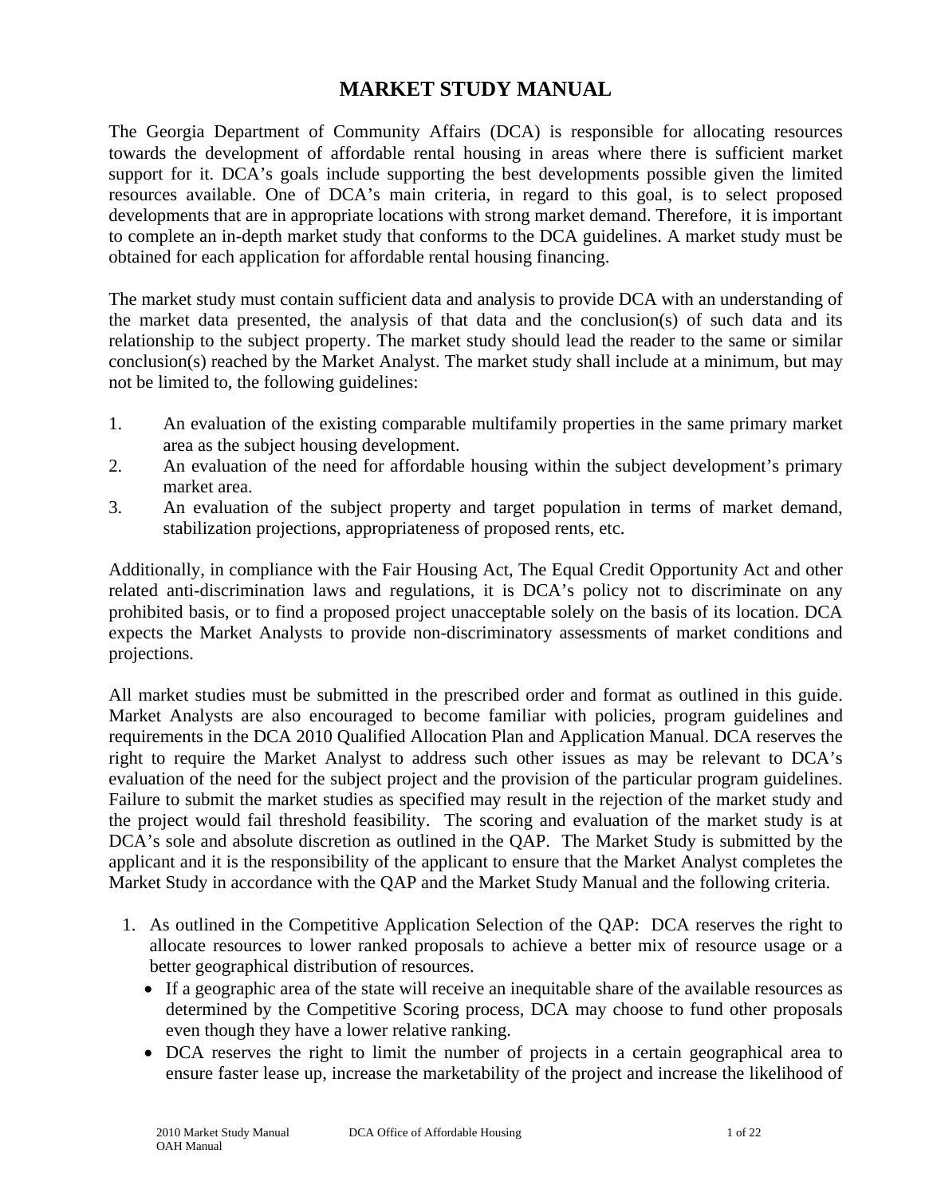# MARKET STUDY MANUAL

The Georgia Department of Community Affairs (DCA) is responsible for allocating resources towards the development of affordable rental housing in areas where there is sufficient market support for it. DCA's goals include supporting the best developments possible given the limited resources available. One of DCA's main criteria, in regard to this goal, is to select proposed developments that are in appropriate locations with strong market demand. Therefore, it is important to complete an in-depth market study that conforms to the DCA guidelines. A market study must be obtained for each application for affordable rental housing financing.

The market study must contain sufficient data and analysis to provide DCA with an understanding of the market data presented, the analysis of that data and the conclusion(s) of such data and its relationship to the subject property. The market study should lead the reader to the same or similar conclusion(s) reached by the Market Analyst. The market study shall include at a minimum, but may not be limited to, the following guidelines:

1. An evaluation of the existing comparable multifamily properties in the same primary market area as the subject housing development.
2. An evaluation of the need for affordable housing within the subject development's primary market area.
3. An evaluation of the subject property and target population in terms of market demand, stabilization projections, appropriateness of proposed rents, etc.

Additionally, in compliance with the Fair Housing Act, The Equal Credit Opportunity Act and other related anti-discrimination laws and regulations, it is DCA's policy not to discriminate on any prohibited basis, or to find a proposed project unacceptable solely on the basis of its location. DCA expects the Market Analysts to provide non-discriminatory assessments of market conditions and projections.

All market studies must be submitted in the prescribed order and format as outlined in this guide. Market Analysts are also encouraged to become familiar with policies, program guidelines and requirements in the DCA 2010 Qualified Allocation Plan and Application Manual. DCA reserves the right to require the Market Analyst to address such other issues as may be relevant to DCA's evaluation of the need for the subject project and the provision of the particular program guidelines. Failure to submit the market studies as specified may result in the rejection of the market study and the project would fail threshold feasibility. The scoring and evaluation of the market study is at DCA's sole and absolute discretion as outlined in the QAP. The Market Study is submitted by the applicant and it is the responsibility of the applicant to ensure that the Market Analyst completes the Market Study in accordance with the QAP and the Market Study Manual and the following criteria.

1. As outlined in the Competitive Application Selection of the QAP: DCA reserves the right to allocate resources to lower ranked proposals to achieve a better mix of resource usage or a better geographical distribution of resources.
   - If a geographic area of the state will receive an inequitable share of the available resources as determined by the Competitive Scoring process, DCA may choose to fund other proposals even though they have a lower relative ranking.
   - DCA reserves the right to limit the number of projects in a certain geographical area to ensure faster lease up, increase the marketability of the project and increase the likelihood of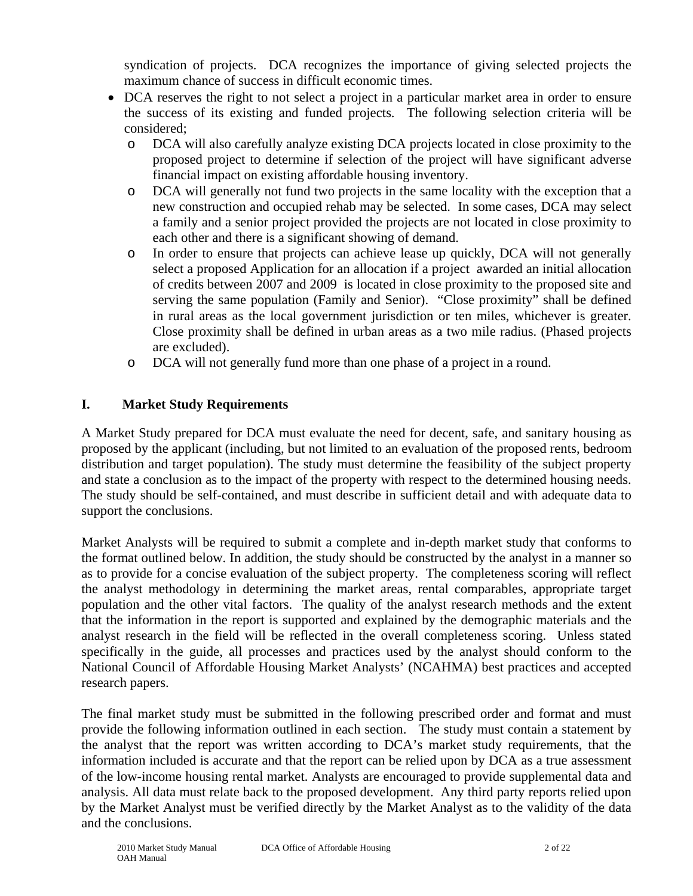syndication of projects. DCA recognizes the importance of giving selected projects the maximum chance of success in difficult economic times.

- DCA reserves the right to not select a project in a particular market area in order to ensure the success of its existing and funded projects. The following selection criteria will be considered;
  - DCA will also carefully analyze existing DCA projects located in close proximity to the proposed project to determine if selection of the project will have significant adverse financial impact on existing affordable housing inventory.
  - DCA will generally not fund two projects in the same locality with the exception that a new construction and occupied rehab may be selected. In some cases, DCA may select a family and a senior project provided the projects are not located in close proximity to each other and there is a significant showing of demand.
  - In order to ensure that projects can achieve lease up quickly, DCA will not generally select a proposed Application for an allocation if a project awarded an initial allocation of credits between 2007 and 2009 is located in close proximity to the proposed site and serving the same population (Family and Senior). "Close proximity" shall be defined in rural areas as the local government jurisdiction or ten miles, whichever is greater. Close proximity shall be defined in urban areas as a two mile radius. (Phased projects are excluded).
  - DCA will not generally fund more than one phase of a project in a round.

## I. Market Study Requirements

A Market Study prepared for DCA must evaluate the need for decent, safe, and sanitary housing as proposed by the applicant (including, but not limited to an evaluation of the proposed rents, bedroom distribution and target population). The study must determine the feasibility of the subject property and state a conclusion as to the impact of the property with respect to the determined housing needs. The study should be self-contained, and must describe in sufficient detail and with adequate data to support the conclusions.

Market Analysts will be required to submit a complete and in-depth market study that conforms to the format outlined below. In addition, the study should be constructed by the analyst in a manner so as to provide for a concise evaluation of the subject property. The completeness scoring will reflect the analyst methodology in determining the market areas, rental comparables, appropriate target population and the other vital factors. The quality of the analyst research methods and the extent that the information in the report is supported and explained by the demographic materials and the analyst research in the field will be reflected in the overall completeness scoring. Unless stated specifically in the guide, all processes and practices used by the analyst should conform to the National Council of Affordable Housing Market Analysts' (NCAHMA) best practices and accepted research papers.

The final market study must be submitted in the following prescribed order and format and must provide the following information outlined in each section. The study must contain a statement by the analyst that the report was written according to DCA's market study requirements, that the information included is accurate and that the report can be relied upon by DCA as a true assessment of the low-income housing rental market. Analysts are encouraged to provide supplemental data and analysis. All data must relate back to the proposed development. Any third party reports relied upon by the Market Analyst must be verified directly by the Market Analyst as to the validity of the data and the conclusions.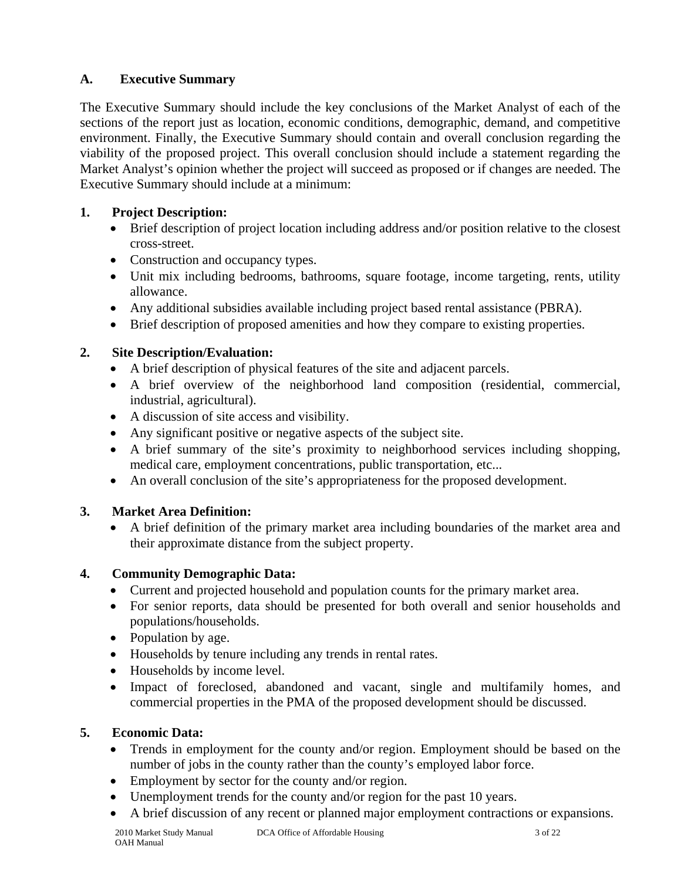## A. Executive Summary

The Executive Summary should include the key conclusions of the Market Analyst of each of the sections of the report just as location, economic conditions, demographic, demand, and competitive environment. Finally, the Executive Summary should contain and overall conclusion regarding the viability of the proposed project. This overall conclusion should include a statement regarding the Market Analyst's opinion whether the project will succeed as proposed or if changes are needed. The Executive Summary should include at a minimum:

### 1. Project Description:

- Brief description of project location including address and/or position relative to the closest cross-street.
- Construction and occupancy types.
- Unit mix including bedrooms, bathrooms, square footage, income targeting, rents, utility allowance.
- Any additional subsidies available including project based rental assistance (PBRA).
- Brief description of proposed amenities and how they compare to existing properties.

### 2. Site Description/Evaluation:

- A brief description of physical features of the site and adjacent parcels.
- A brief overview of the neighborhood land composition (residential, commercial, industrial, agricultural).
- A discussion of site access and visibility.
- Any significant positive or negative aspects of the subject site.
- A brief summary of the site's proximity to neighborhood services including shopping, medical care, employment concentrations, public transportation, etc...
- An overall conclusion of the site's appropriateness for the proposed development.

### 3. Market Area Definition:

- A brief definition of the primary market area including boundaries of the market area and their approximate distance from the subject property.

### 4. Community Demographic Data:

- Current and projected household and population counts for the primary market area.
- For senior reports, data should be presented for both overall and senior households and populations/households.
- Population by age.
- Households by tenure including any trends in rental rates.
- Households by income level.
- Impact of foreclosed, abandoned and vacant, single and multifamily homes, and commercial properties in the PMA of the proposed development should be discussed.

### 5. Economic Data:

- Trends in employment for the county and/or region. Employment should be based on the number of jobs in the county rather than the county's employed labor force.
- Employment by sector for the county and/or region.
- Unemployment trends for the county and/or region for the past 10 years.
- A brief discussion of any recent or planned major employment contractions or expansions.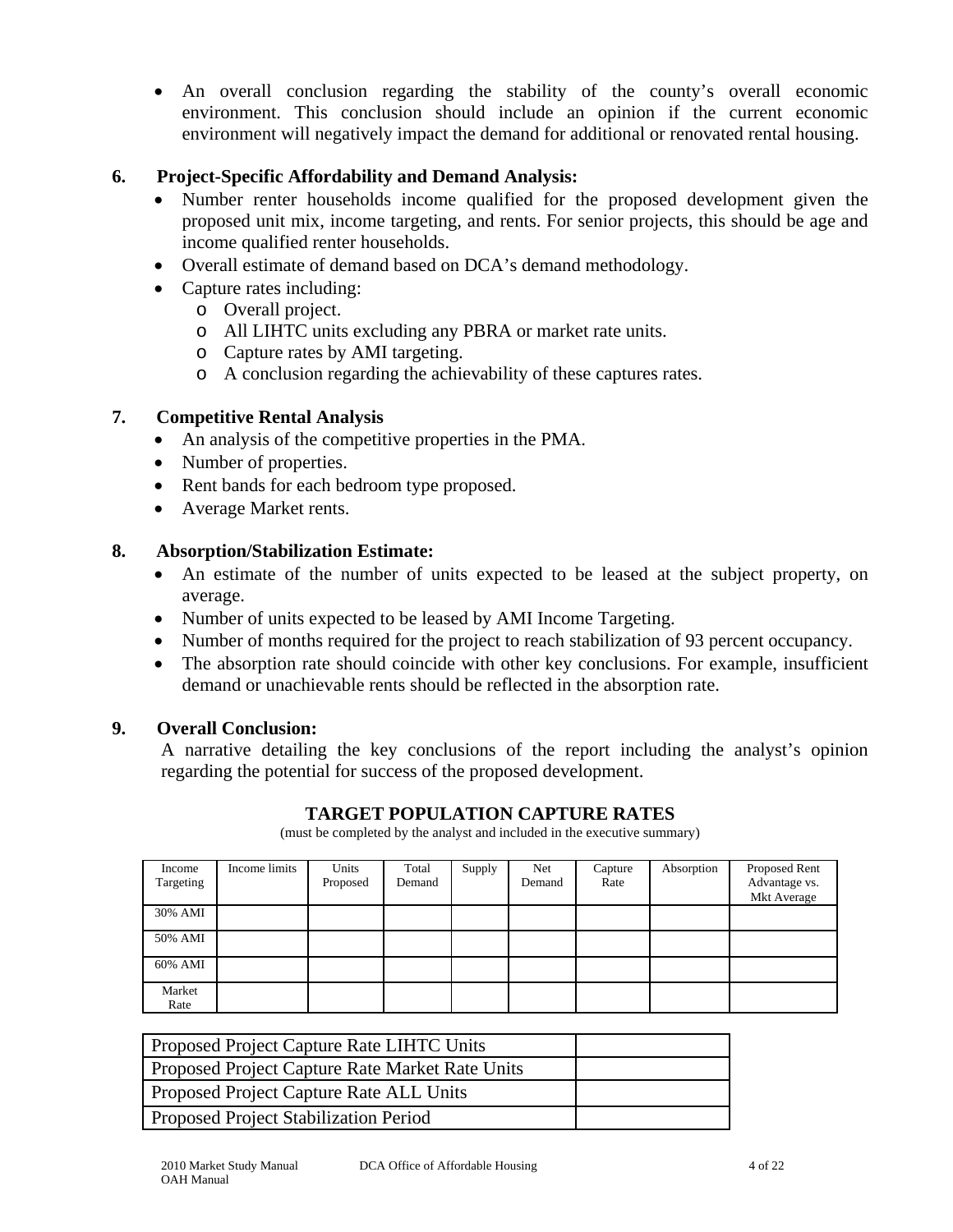- An overall conclusion regarding the stability of the county's overall economic environment. This conclusion should include an opinion if the current economic environment will negatively impact the demand for additional or renovated rental housing.

### 6. Project-Specific Affordability and Demand Analysis:

- Number renter households income qualified for the proposed development given the proposed unit mix, income targeting, and rents. For senior projects, this should be age and income qualified renter households.
- Overall estimate of demand based on DCA's demand methodology.
- Capture rates including:
  - Overall project.
  - All LIHTC units excluding any PBRA or market rate units.
  - Capture rates by AMI targeting.
  - A conclusion regarding the achievability of these captures rates.

### 7. Competitive Rental Analysis

- An analysis of the competitive properties in the PMA.
- Number of properties.
- Rent bands for each bedroom type proposed.
- Average Market rents.

### 8. Absorption/Stabilization Estimate:

- An estimate of the number of units expected to be leased at the subject property, on average.
- Number of units expected to be leased by AMI Income Targeting.
- Number of months required for the project to reach stabilization of 93 percent occupancy.
- The absorption rate should coincide with other key conclusions. For example, insufficient demand or unachievable rents should be reflected in the absorption rate.

### 9. Overall Conclusion:

A narrative detailing the key conclusions of the report including the analyst's opinion regarding the potential for success of the proposed development.

## TARGET POPULATION CAPTURE RATES

(must be completed by the analyst and included in the executive summary)

| Income Targeting | Income limits | Units Proposed | Total Demand | Supply | Net Demand | Capture Rate | Absorption | Proposed Rent Advantage vs. Mkt Average |
|---|---|---|---|---|---|---|---|---|
| 30% AMI | | | | | | | | |
| 50% AMI | | | | | | | | |
| 60% AMI | | | | | | | | |
| Market Rate | | | | | | | | |

| | |
|---|---|
| Proposed Project Capture Rate LIHTC Units | |
| Proposed Project Capture Rate Market Rate Units | |
| Proposed Project Capture Rate ALL Units | |
| Proposed Project Stabilization Period | |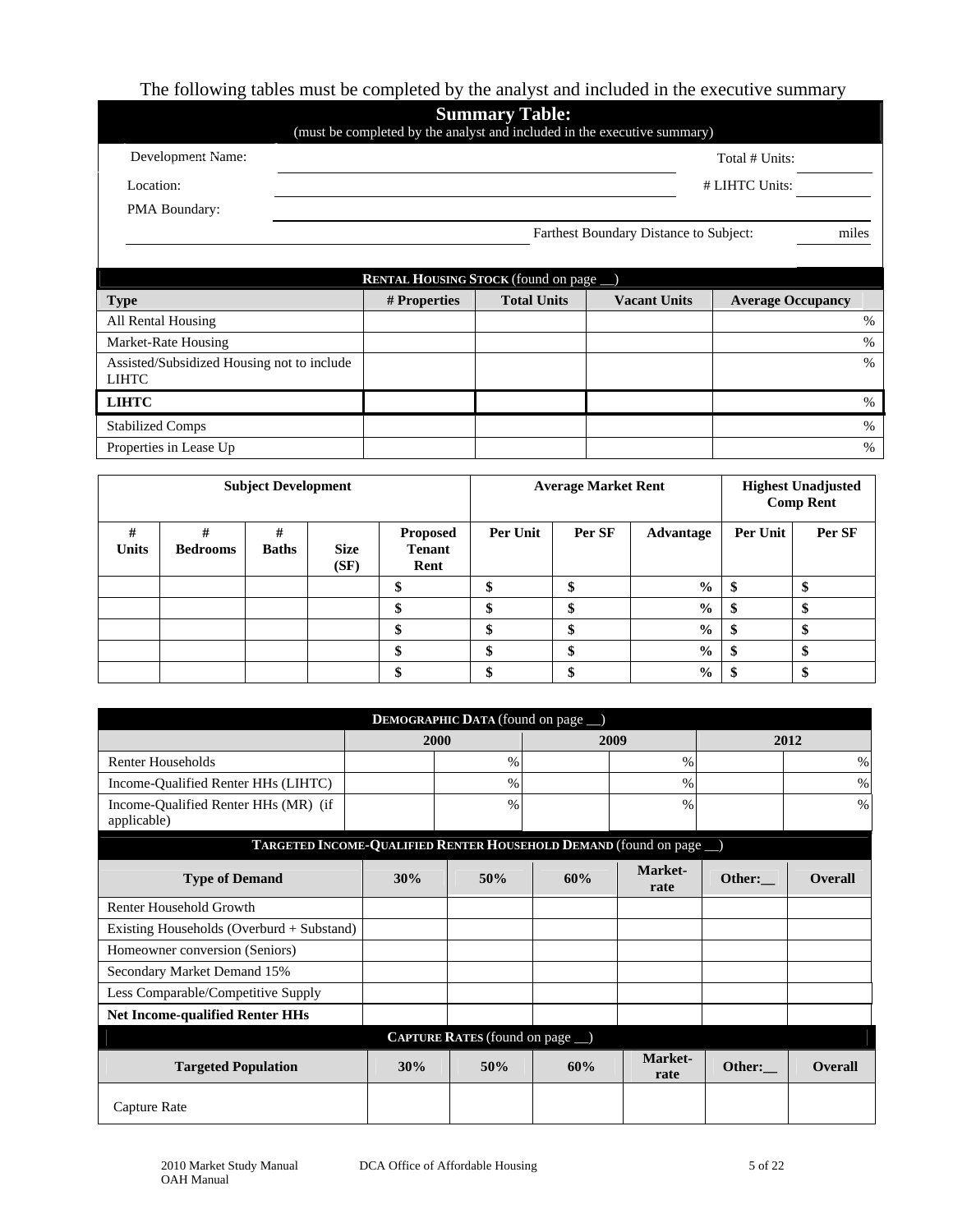The following tables must be completed by the analyst and included in the executive summary

## Summary Table:

(must be completed by the analyst and included in the executive summary)

| | | | |
|---|---|---|---|
| Development Name: | | Total # Units: | |
| Location: | | # LIHTC Units: | |
| PMA Boundary: | | | |
| | | Farthest Boundary Distance to Subject: | miles |

| **RENTAL HOUSING STOCK** (found on page __) | | | | |
|---|---|---|---|---|
| **Type** | **# Properties** | **Total Units** | **Vacant Units** | **Average Occupancy** |
| All Rental Housing | | | | % |
| Market-Rate Housing | | | | % |
| Assisted/Subsidized Housing not to include LIHTC | | | | % |
| **LIHTC** | | | | % |
| Stabilized Comps | | | | % |
| Properties in Lease Up | | | | % |

| Subject Development | | | | | Average Market Rent | | | Highest Unadjusted Comp Rent | |
|---|---|---|---|---|---|---|---|---|---|
| **# Units** | **# Bedrooms** | **# Baths** | **Size (SF)** | **Proposed Tenant Rent** | **Per Unit** | **Per SF** | **Advantage** | **Per Unit** | **Per SF** |
| | | | | $ | $ | $ | % | $ | $ |
| | | | | $ | $ | $ | % | $ | $ |
| | | | | $ | $ | $ | % | $ | $ |
| | | | | $ | $ | $ | % | $ | $ |
| | | | | $ | $ | $ | % | $ | $ |

| **DEMOGRAPHIC DATA** (found on page __) | | | | | | |
|---|---|---|---|---|---|---|
| | **2000** | | **2009** | | **2012** | |
| Renter Households | | % | | % | | % |
| Income-Qualified Renter HHs (LIHTC) | | % | | % | | % |
| Income-Qualified Renter HHs (MR) (if applicable) | | % | | % | | % |

| **TARGETED INCOME-QUALIFIED RENTER HOUSEHOLD DEMAND** (found on page __) | | | | | | |
|---|---|---|---|---|---|---|
| **Type of Demand** | **30%** | **50%** | **60%** | **Market-rate** | **Other:__** | **Overall** |
| Renter Household Growth | | | | | | |
| Existing Households (Overburd + Substand) | | | | | | |
| Homeowner conversion (Seniors) | | | | | | |
| Secondary Market Demand 15% | | | | | | |
| Less Comparable/Competitive Supply | | | | | | |
| **Net Income-qualified Renter HHs** | | | | | | |

| **CAPTURE RATES** (found on page __) | | | | | | |
|---|---|---|---|---|---|---|
| **Targeted Population** | **30%** | **50%** | **60%** | **Market-rate** | **Other:__** | **Overall** |
| Capture Rate | | | | | | |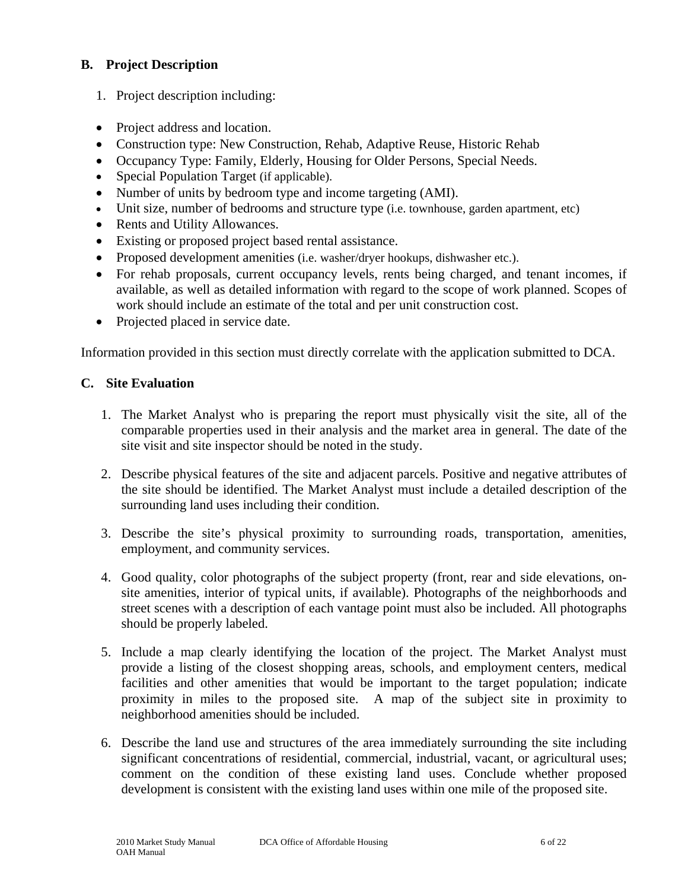### B. Project Description

1. Project description including:

- Project address and location.
- Construction type: New Construction, Rehab, Adaptive Reuse, Historic Rehab
- Occupancy Type: Family, Elderly, Housing for Older Persons, Special Needs.
- Special Population Target (if applicable).
- Number of units by bedroom type and income targeting (AMI).
- Unit size, number of bedrooms and structure type (i.e. townhouse, garden apartment, etc)
- Rents and Utility Allowances.
- Existing or proposed project based rental assistance.
- Proposed development amenities (i.e. washer/dryer hookups, dishwasher etc.).
- For rehab proposals, current occupancy levels, rents being charged, and tenant incomes, if available, as well as detailed information with regard to the scope of work planned. Scopes of work should include an estimate of the total and per unit construction cost.
- Projected placed in service date.

Information provided in this section must directly correlate with the application submitted to DCA.

### C. Site Evaluation

1. The Market Analyst who is preparing the report must physically visit the site, all of the comparable properties used in their analysis and the market area in general. The date of the site visit and site inspector should be noted in the study.

2. Describe physical features of the site and adjacent parcels. Positive and negative attributes of the site should be identified. The Market Analyst must include a detailed description of the surrounding land uses including their condition.

3. Describe the site's physical proximity to surrounding roads, transportation, amenities, employment, and community services.

4. Good quality, color photographs of the subject property (front, rear and side elevations, on-site amenities, interior of typical units, if available). Photographs of the neighborhoods and street scenes with a description of each vantage point must also be included. All photographs should be properly labeled.

5. Include a map clearly identifying the location of the project. The Market Analyst must provide a listing of the closest shopping areas, schools, and employment centers, medical facilities and other amenities that would be important to the target population; indicate proximity in miles to the proposed site. A map of the subject site in proximity to neighborhood amenities should be included.

6. Describe the land use and structures of the area immediately surrounding the site including significant concentrations of residential, commercial, industrial, vacant, or agricultural uses; comment on the condition of these existing land uses. Conclude whether proposed development is consistent with the existing land uses within one mile of the proposed site.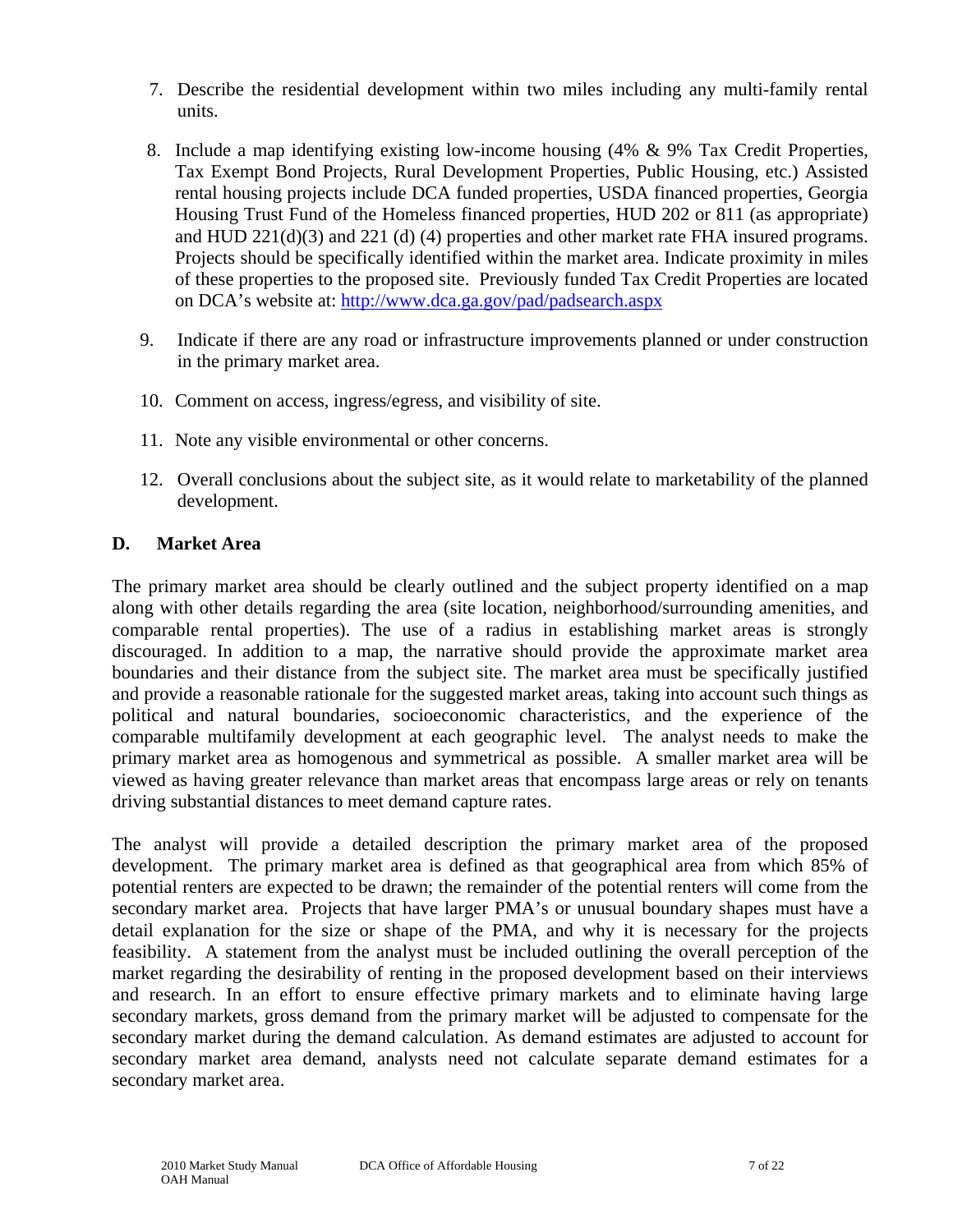7. Describe the residential development within two miles including any multi-family rental units.

8. Include a map identifying existing low-income housing (4% & 9% Tax Credit Properties, Tax Exempt Bond Projects, Rural Development Properties, Public Housing, etc.) Assisted rental housing projects include DCA funded properties, USDA financed properties, Georgia Housing Trust Fund of the Homeless financed properties, HUD 202 or 811 (as appropriate) and HUD 221(d)(3) and 221 (d) (4) properties and other market rate FHA insured programs. Projects should be specifically identified within the market area. Indicate proximity in miles of these properties to the proposed site. Previously funded Tax Credit Properties are located on DCA's website at: http://www.dca.ga.gov/pad/padsearch.aspx

9. Indicate if there are any road or infrastructure improvements planned or under construction in the primary market area.

10. Comment on access, ingress/egress, and visibility of site.

11. Note any visible environmental or other concerns.

12. Overall conclusions about the subject site, as it would relate to marketability of the planned development.

## D. Market Area

The primary market area should be clearly outlined and the subject property identified on a map along with other details regarding the area (site location, neighborhood/surrounding amenities, and comparable rental properties). The use of a radius in establishing market areas is strongly discouraged. In addition to a map, the narrative should provide the approximate market area boundaries and their distance from the subject site. The market area must be specifically justified and provide a reasonable rationale for the suggested market areas, taking into account such things as political and natural boundaries, socioeconomic characteristics, and the experience of the comparable multifamily development at each geographic level. The analyst needs to make the primary market area as homogenous and symmetrical as possible. A smaller market area will be viewed as having greater relevance than market areas that encompass large areas or rely on tenants driving substantial distances to meet demand capture rates.

The analyst will provide a detailed description the primary market area of the proposed development. The primary market area is defined as that geographical area from which 85% of potential renters are expected to be drawn; the remainder of the potential renters will come from the secondary market area. Projects that have larger PMA's or unusual boundary shapes must have a detail explanation for the size or shape of the PMA, and why it is necessary for the projects feasibility. A statement from the analyst must be included outlining the overall perception of the market regarding the desirability of renting in the proposed development based on their interviews and research. In an effort to ensure effective primary markets and to eliminate having large secondary markets, gross demand from the primary market will be adjusted to compensate for the secondary market during the demand calculation. As demand estimates are adjusted to account for secondary market area demand, analysts need not calculate separate demand estimates for a secondary market area.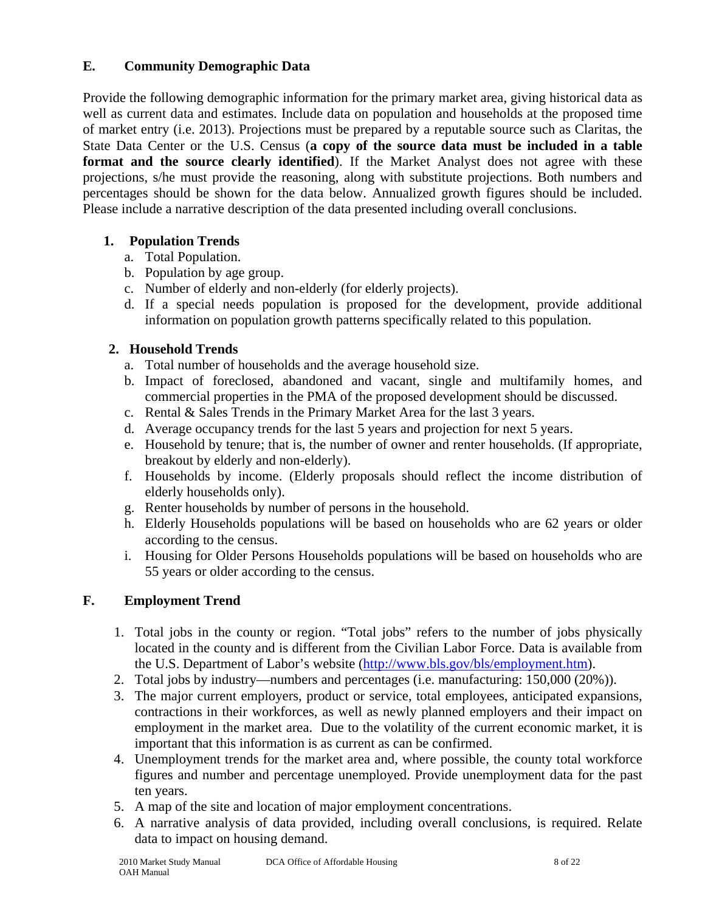## E. Community Demographic Data

Provide the following demographic information for the primary market area, giving historical data as well as current data and estimates. Include data on population and households at the proposed time of market entry (i.e. 2013). Projections must be prepared by a reputable source such as Claritas, the State Data Center or the U.S. Census (**a copy of the source data must be included in a table format and the source clearly identified**). If the Market Analyst does not agree with these projections, s/he must provide the reasoning, along with substitute projections. Both numbers and percentages should be shown for the data below. Annualized growth figures should be included. Please include a narrative description of the data presented including overall conclusions.

### 1. Population Trends

a. Total Population.
b. Population by age group.
c. Number of elderly and non-elderly (for elderly projects).
d. If a special needs population is proposed for the development, provide additional information on population growth patterns specifically related to this population.

### 2. Household Trends

a. Total number of households and the average household size.
b. Impact of foreclosed, abandoned and vacant, single and multifamily homes, and commercial properties in the PMA of the proposed development should be discussed.
c. Rental & Sales Trends in the Primary Market Area for the last 3 years.
d. Average occupancy trends for the last 5 years and projection for next 5 years.
e. Household by tenure; that is, the number of owner and renter households. (If appropriate, breakout by elderly and non-elderly).
f. Households by income. (Elderly proposals should reflect the income distribution of elderly households only).
g. Renter households by number of persons in the household.
h. Elderly Households populations will be based on households who are 62 years or older according to the census.
i. Housing for Older Persons Households populations will be based on households who are 55 years or older according to the census.

## F. Employment Trend

1. Total jobs in the county or region. "Total jobs" refers to the number of jobs physically located in the county and is different from the Civilian Labor Force. Data is available from the U.S. Department of Labor's website (http://www.bls.gov/bls/employment.htm).
2. Total jobs by industry—numbers and percentages (i.e. manufacturing: 150,000 (20%)).
3. The major current employers, product or service, total employees, anticipated expansions, contractions in their workforces, as well as newly planned employers and their impact on employment in the market area. Due to the volatility of the current economic market, it is important that this information is as current as can be confirmed.
4. Unemployment trends for the market area and, where possible, the county total workforce figures and number and percentage unemployed. Provide unemployment data for the past ten years.
5. A map of the site and location of major employment concentrations.
6. A narrative analysis of data provided, including overall conclusions, is required. Relate data to impact on housing demand.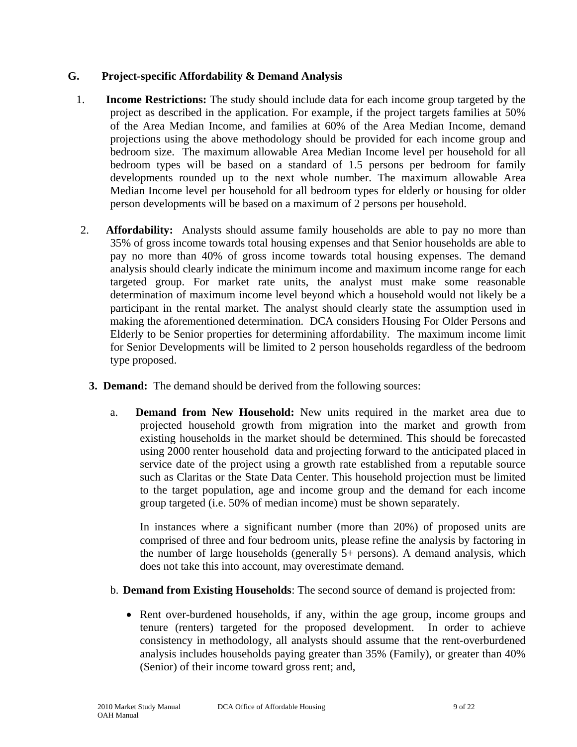## G. Project-specific Affordability & Demand Analysis

1. **Income Restrictions:** The study should include data for each income group targeted by the project as described in the application. For example, if the project targets families at 50% of the Area Median Income, and families at 60% of the Area Median Income, demand projections using the above methodology should be provided for each income group and bedroom size. The maximum allowable Area Median Income level per household for all bedroom types will be based on a standard of 1.5 persons per bedroom for family developments rounded up to the next whole number. The maximum allowable Area Median Income level per household for all bedroom types for elderly or housing for older person developments will be based on a maximum of 2 persons per household.

2. **Affordability:** Analysts should assume family households are able to pay no more than 35% of gross income towards total housing expenses and that Senior households are able to pay no more than 40% of gross income towards total housing expenses. The demand analysis should clearly indicate the minimum income and maximum income range for each targeted group. For market rate units, the analyst must make some reasonable determination of maximum income level beyond which a household would not likely be a participant in the rental market. The analyst should clearly state the assumption used in making the aforementioned determination. DCA considers Housing For Older Persons and Elderly to be Senior properties for determining affordability. The maximum income limit for Senior Developments will be limited to 2 person households regardless of the bedroom type proposed.

3. **Demand:** The demand should be derived from the following sources:

   a. **Demand from New Household:** New units required in the market area due to projected household growth from migration into the market and growth from existing households in the market should be determined. This should be forecasted using 2000 renter household data and projecting forward to the anticipated placed in service date of the project using a growth rate established from a reputable source such as Claritas or the State Data Center. This household projection must be limited to the target population, age and income group and the demand for each income group targeted (i.e. 50% of median income) must be shown separately.

      In instances where a significant number (more than 20%) of proposed units are comprised of three and four bedroom units, please refine the analysis by factoring in the number of large households (generally 5+ persons). A demand analysis, which does not take this into account, may overestimate demand.

   b. **Demand from Existing Households**: The second source of demand is projected from:

      - Rent over-burdened households, if any, within the age group, income groups and tenure (renters) targeted for the proposed development. In order to achieve consistency in methodology, all analysts should assume that the rent-overburdened analysis includes households paying greater than 35% (Family), or greater than 40% (Senior) of their income toward gross rent; and,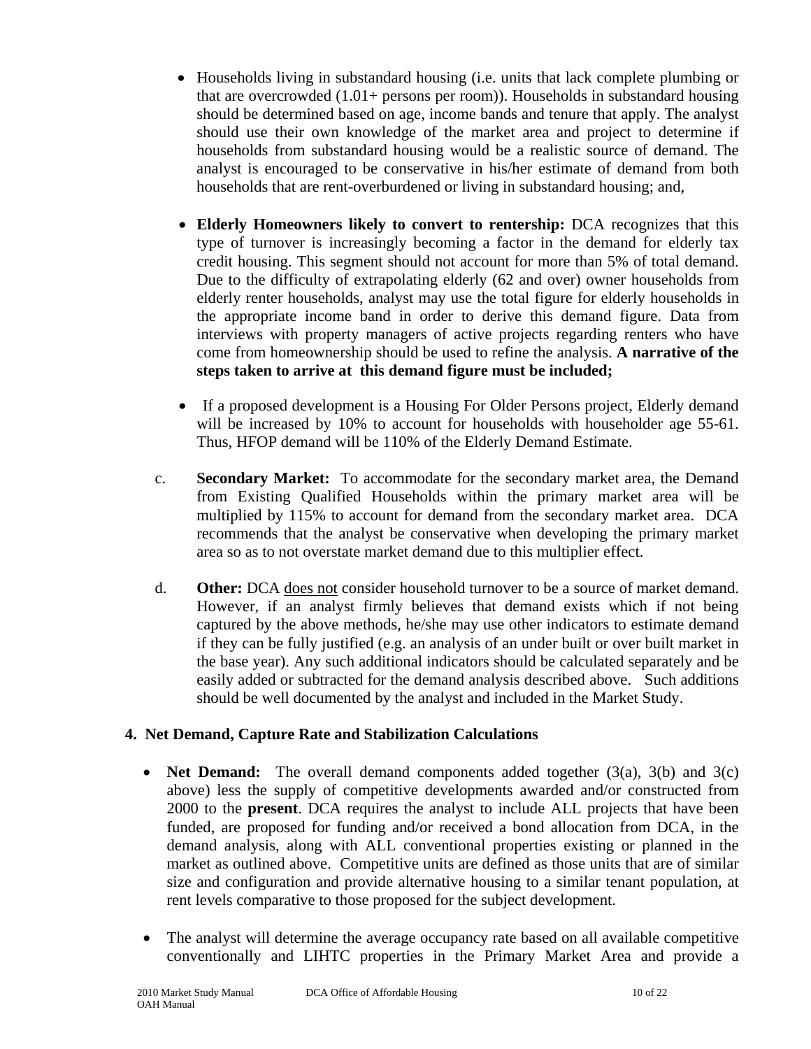- Households living in substandard housing (i.e. units that lack complete plumbing or that are overcrowded (1.01+ persons per room)). Households in substandard housing should be determined based on age, income bands and tenure that apply. The analyst should use their own knowledge of the market area and project to determine if households from substandard housing would be a realistic source of demand. The analyst is encouraged to be conservative in his/her estimate of demand from both households that are rent-overburdened or living in substandard housing; and,

- **Elderly Homeowners likely to convert to rentership:** DCA recognizes that this type of turnover is increasingly becoming a factor in the demand for elderly tax credit housing. This segment should not account for more than 5% of total demand. Due to the difficulty of extrapolating elderly (62 and over) owner households from elderly renter households, analyst may use the total figure for elderly households in the appropriate income band in order to derive this demand figure. Data from interviews with property managers of active projects regarding renters who have come from homeownership should be used to refine the analysis. **A narrative of the steps taken to arrive at this demand figure must be included;**

- If a proposed development is a Housing For Older Persons project, Elderly demand will be increased by 10% to account for households with householder age 55-61. Thus, HFOP demand will be 110% of the Elderly Demand Estimate.

c. **Secondary Market:** To accommodate for the secondary market area, the Demand from Existing Qualified Households within the primary market area will be multiplied by 115% to account for demand from the secondary market area. DCA recommends that the analyst be conservative when developing the primary market area so as to not overstate market demand due to this multiplier effect.

d. **Other:** DCA does not consider household turnover to be a source of market demand. However, if an analyst firmly believes that demand exists which if not being captured by the above methods, he/she may use other indicators to estimate demand if they can be fully justified (e.g. an analysis of an under built or over built market in the base year). Any such additional indicators should be calculated separately and be easily added or subtracted for the demand analysis described above. Such additions should be well documented by the analyst and included in the Market Study.

### 4. Net Demand, Capture Rate and Stabilization Calculations

- **Net Demand:** The overall demand components added together (3(a), 3(b) and 3(c) above) less the supply of competitive developments awarded and/or constructed from 2000 to the **present**. DCA requires the analyst to include ALL projects that have been funded, are proposed for funding and/or received a bond allocation from DCA, in the demand analysis, along with ALL conventional properties existing or planned in the market as outlined above. Competitive units are defined as those units that are of similar size and configuration and provide alternative housing to a similar tenant population, at rent levels comparative to those proposed for the subject development.

- The analyst will determine the average occupancy rate based on all available competitive conventionally and LIHTC properties in the Primary Market Area and provide a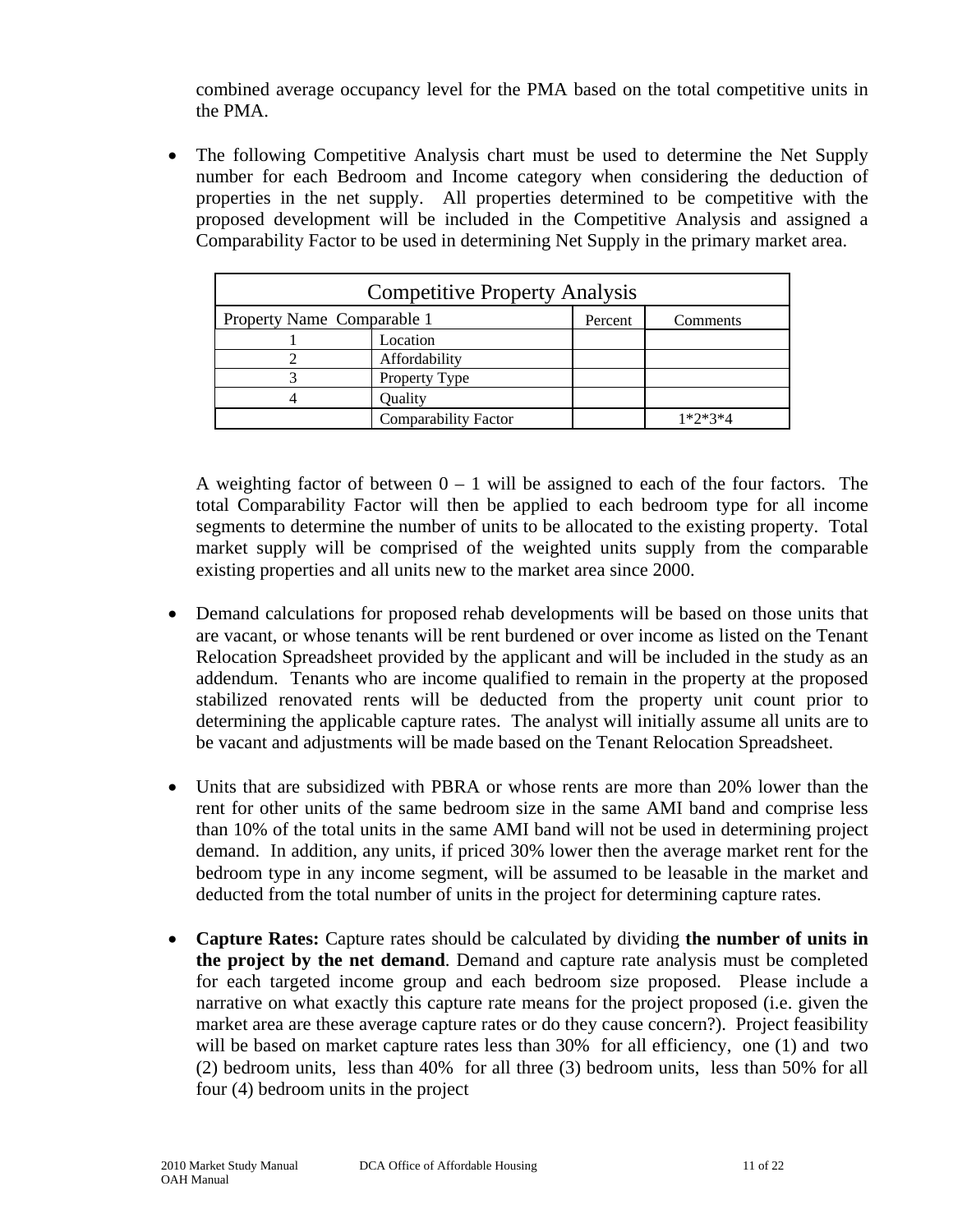combined average occupancy level for the PMA based on the total competitive units in the PMA.

- The following Competitive Analysis chart must be used to determine the Net Supply number for each Bedroom and Income category when considering the deduction of properties in the net supply. All properties determined to be competitive with the proposed development will be included in the Competitive Analysis and assigned a Comparability Factor to be used in determining Net Supply in the primary market area.

| Competitive Property Analysis | | | |
|---|---|---|---|
| Property Name Comparable 1 | | Percent | Comments |
| 1 | Location | | |
| 2 | Affordability | | |
| 3 | Property Type | | |
| 4 | Quality | | |
| | Comparability Factor | | 1*2*3*4 |

A weighting factor of between 0 – 1 will be assigned to each of the four factors. The total Comparability Factor will then be applied to each bedroom type for all income segments to determine the number of units to be allocated to the existing property. Total market supply will be comprised of the weighted units supply from the comparable existing properties and all units new to the market area since 2000.

- Demand calculations for proposed rehab developments will be based on those units that are vacant, or whose tenants will be rent burdened or over income as listed on the Tenant Relocation Spreadsheet provided by the applicant and will be included in the study as an addendum. Tenants who are income qualified to remain in the property at the proposed stabilized renovated rents will be deducted from the property unit count prior to determining the applicable capture rates. The analyst will initially assume all units are to be vacant and adjustments will be made based on the Tenant Relocation Spreadsheet.

- Units that are subsidized with PBRA or whose rents are more than 20% lower than the rent for other units of the same bedroom size in the same AMI band and comprise less than 10% of the total units in the same AMI band will not be used in determining project demand. In addition, any units, if priced 30% lower then the average market rent for the bedroom type in any income segment, will be assumed to be leasable in the market and deducted from the total number of units in the project for determining capture rates.

- **Capture Rates:** Capture rates should be calculated by dividing **the number of units in the project by the net demand**. Demand and capture rate analysis must be completed for each targeted income group and each bedroom size proposed. Please include a narrative on what exactly this capture rate means for the project proposed (i.e. given the market area are these average capture rates or do they cause concern?). Project feasibility will be based on market capture rates less than 30% for all efficiency, one (1) and two (2) bedroom units, less than 40% for all three (3) bedroom units, less than 50% for all four (4) bedroom units in the project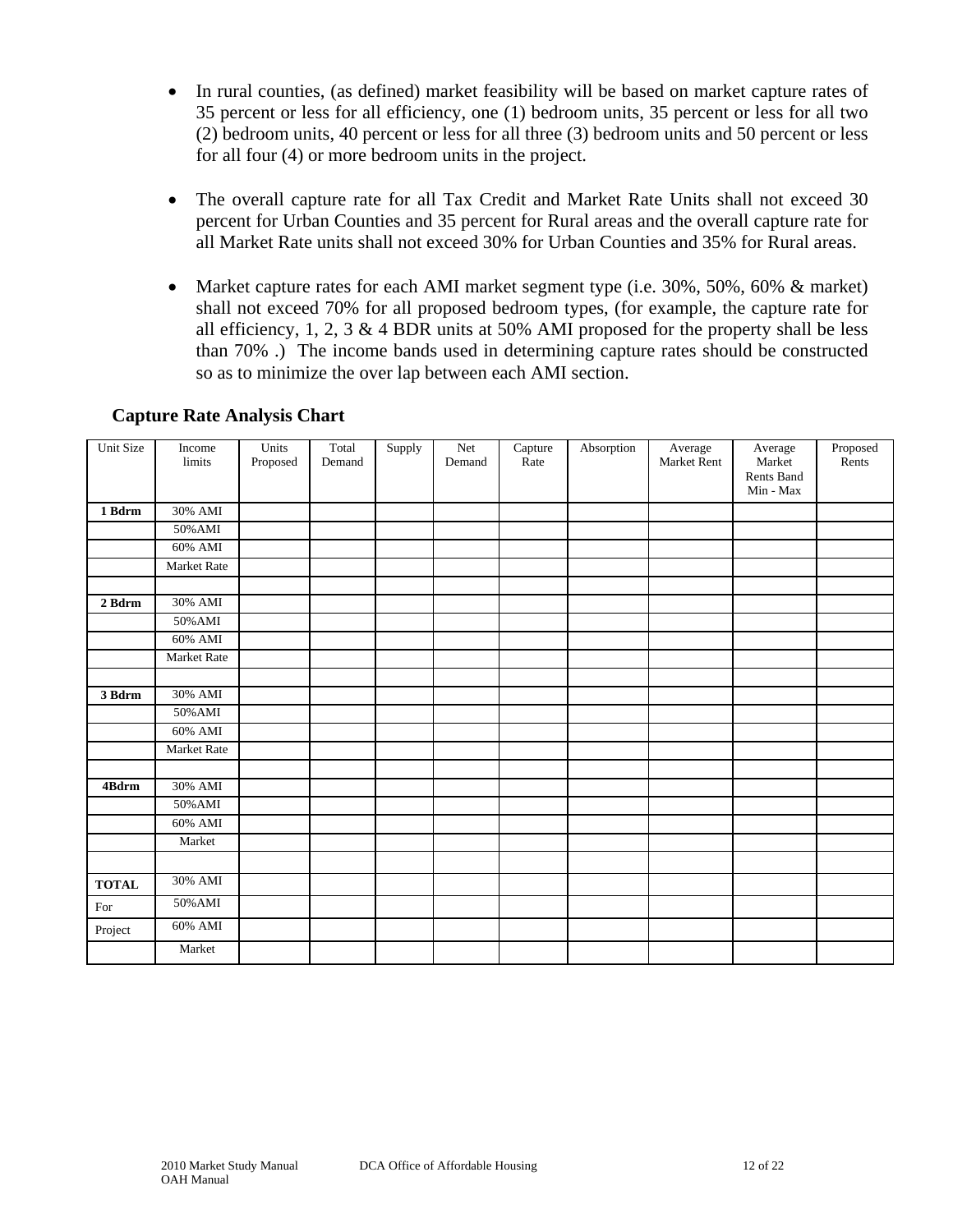- In rural counties, (as defined) market feasibility will be based on market capture rates of 35 percent or less for all efficiency, one (1) bedroom units, 35 percent or less for all two (2) bedroom units, 40 percent or less for all three (3) bedroom units and 50 percent or less for all four (4) or more bedroom units in the project.

- The overall capture rate for all Tax Credit and Market Rate Units shall not exceed 30 percent for Urban Counties and 35 percent for Rural areas and the overall capture rate for all Market Rate units shall not exceed 30% for Urban Counties and 35% for Rural areas.

- Market capture rates for each AMI market segment type (i.e. 30%, 50%, 60% & market) shall not exceed 70% for all proposed bedroom types, (for example, the capture rate for all efficiency, 1, 2, 3 & 4 BDR units at 50% AMI proposed for the property shall be less than 70% .) The income bands used in determining capture rates should be constructed so as to minimize the over lap between each AMI section.

**Capture Rate Analysis Chart**

| Unit Size | Income limits | Units Proposed | Total Demand | Supply | Net Demand | Capture Rate | Absorption | Average Market Rent | Average Market Rents Band Min - Max | Proposed Rents |
|---|---|---|---|---|---|---|---|---|---|---|
| **1 Bdrm** | 30% AMI | | | | | | | | | |
| | 50%AMI | | | | | | | | | |
| | 60% AMI | | | | | | | | | |
| | Market Rate | | | | | | | | | |
| | | | | | | | | | | |
| **2 Bdrm** | 30% AMI | | | | | | | | | |
| | 50%AMI | | | | | | | | | |
| | 60% AMI | | | | | | | | | |
| | Market Rate | | | | | | | | | |
| | | | | | | | | | | |
| **3 Bdrm** | 30% AMI | | | | | | | | | |
| | 50%AMI | | | | | | | | | |
| | 60% AMI | | | | | | | | | |
| | Market Rate | | | | | | | | | |
| | | | | | | | | | | |
| **4Bdrm** | 30% AMI | | | | | | | | | |
| | 50%AMI | | | | | | | | | |
| | 60% AMI | | | | | | | | | |
| | Market | | | | | | | | | |
| | | | | | | | | | | |
| **TOTAL** | 30% AMI | | | | | | | | | |
| For | 50%AMI | | | | | | | | | |
| Project | 60% AMI | | | | | | | | | |
| | Market | | | | | | | | | |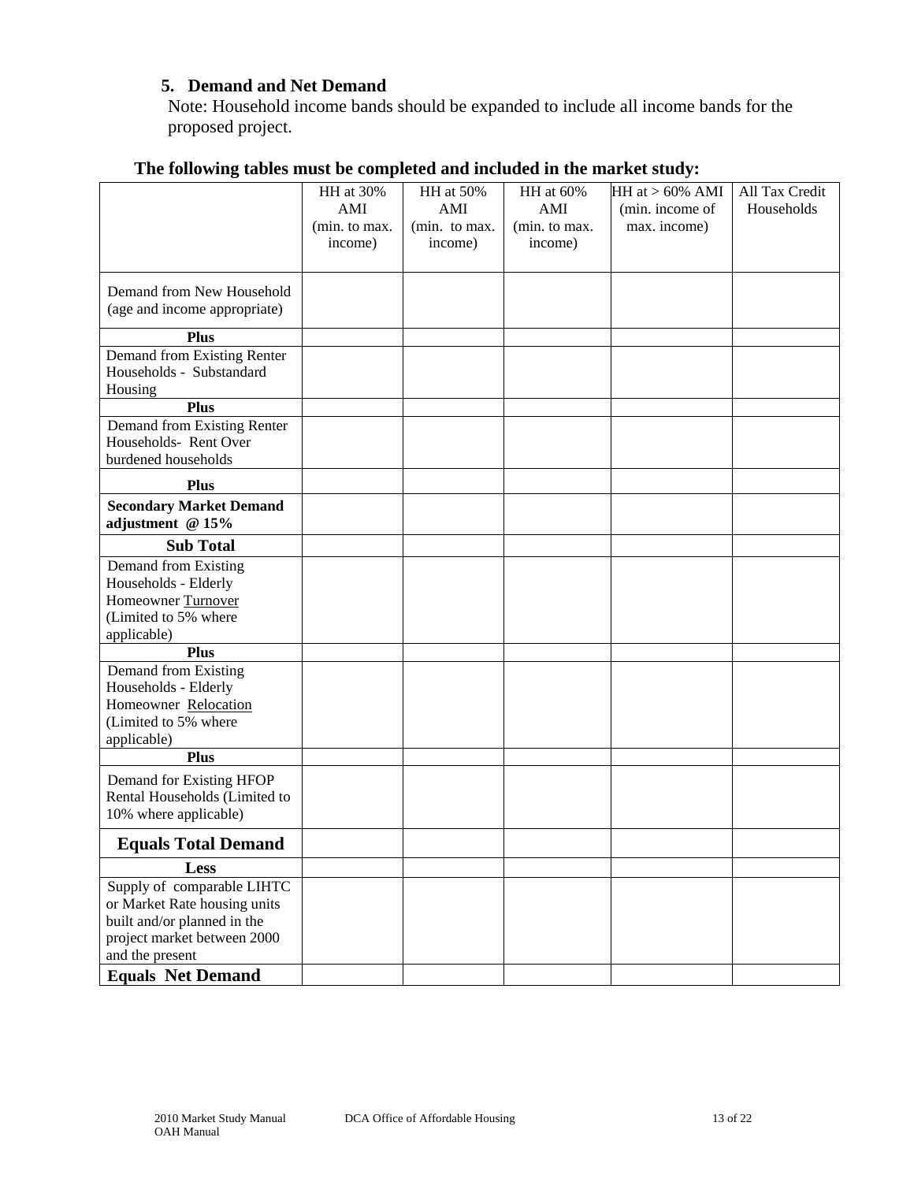### 5. Demand and Net Demand

Note: Household income bands should be expanded to include all income bands for the proposed project.

**The following tables must be completed and included in the market study:**

| | HH at 30% AMI (min. to max. income) | HH at 50% AMI (min. to max. income) | HH at 60% AMI (min. to max. income) | HH at > 60% AMI (min. income of max. income) | All Tax Credit Households |
|---|---|---|---|---|---|
| Demand from New Household (age and income appropriate) | | | | | |
| **Plus** | | | | | |
| Demand from Existing Renter Households - Substandard Housing | | | | | |
| **Plus** | | | | | |
| Demand from Existing Renter Households- Rent Over burdened households | | | | | |
| **Plus** | | | | | |
| **Secondary Market Demand adjustment @ 15%** | | | | | |
| **Sub Total** | | | | | |
| Demand from Existing Households - Elderly Homeowner Turnover (Limited to 5% where applicable) | | | | | |
| **Plus** | | | | | |
| Demand from Existing Households - Elderly Homeowner Relocation (Limited to 5% where applicable) | | | | | |
| **Plus** | | | | | |
| Demand for Existing HFOP Rental Households (Limited to 10% where applicable) | | | | | |
| **Equals Total Demand** | | | | | |
| **Less** | | | | | |
| Supply of comparable LIHTC or Market Rate housing units built and/or planned in the project market between 2000 and the present | | | | | |
| **Equals Net Demand** | | | | | |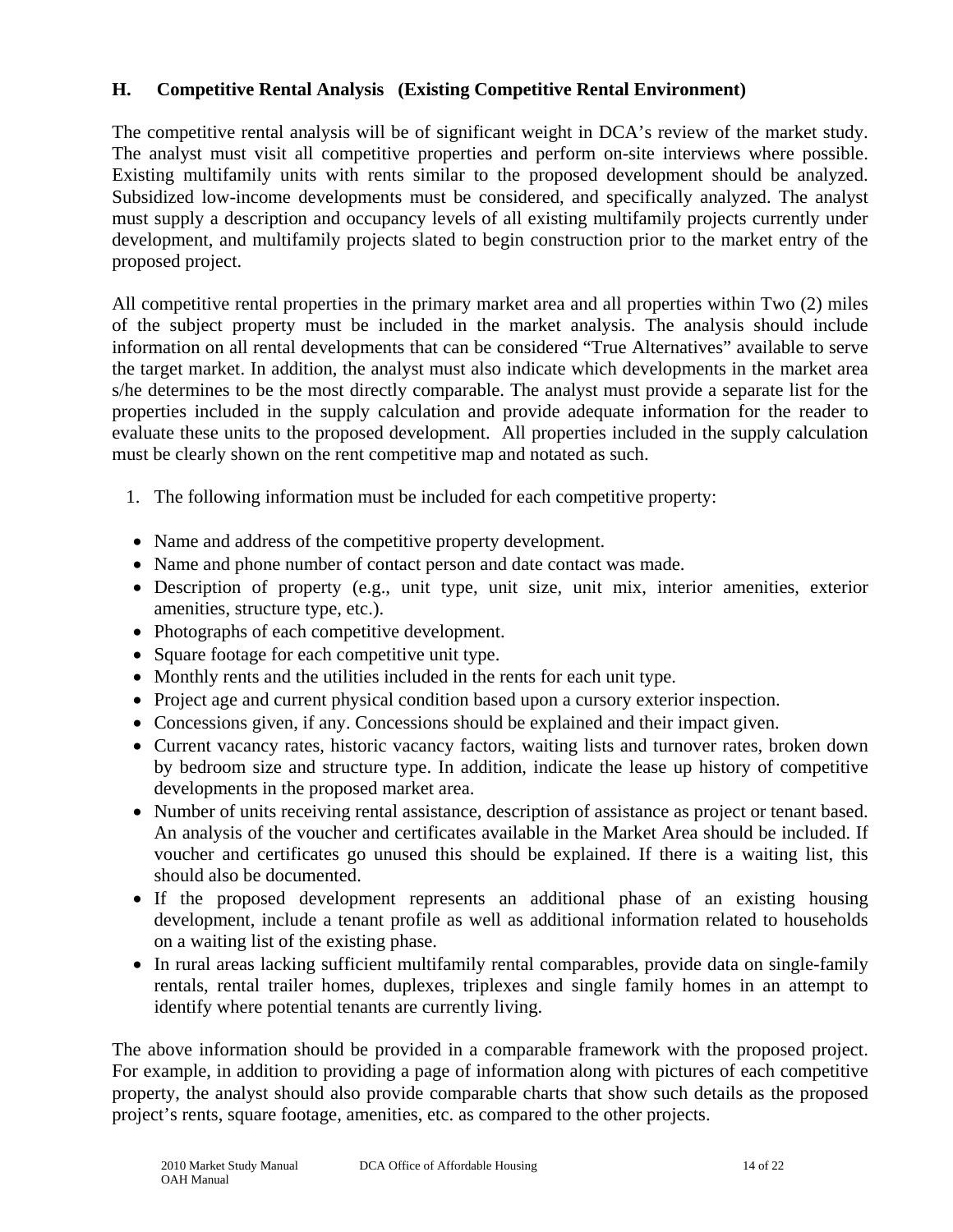## H. Competitive Rental Analysis (Existing Competitive Rental Environment)

The competitive rental analysis will be of significant weight in DCA's review of the market study. The analyst must visit all competitive properties and perform on-site interviews where possible. Existing multifamily units with rents similar to the proposed development should be analyzed. Subsidized low-income developments must be considered, and specifically analyzed. The analyst must supply a description and occupancy levels of all existing multifamily projects currently under development, and multifamily projects slated to begin construction prior to the market entry of the proposed project.

All competitive rental properties in the primary market area and all properties within Two (2) miles of the subject property must be included in the market analysis. The analysis should include information on all rental developments that can be considered "True Alternatives" available to serve the target market. In addition, the analyst must also indicate which developments in the market area s/he determines to be the most directly comparable. The analyst must provide a separate list for the properties included in the supply calculation and provide adequate information for the reader to evaluate these units to the proposed development. All properties included in the supply calculation must be clearly shown on the rent competitive map and notated as such.

1. The following information must be included for each competitive property:

- Name and address of the competitive property development.
- Name and phone number of contact person and date contact was made.
- Description of property (e.g., unit type, unit size, unit mix, interior amenities, exterior amenities, structure type, etc.).
- Photographs of each competitive development.
- Square footage for each competitive unit type.
- Monthly rents and the utilities included in the rents for each unit type.
- Project age and current physical condition based upon a cursory exterior inspection.
- Concessions given, if any. Concessions should be explained and their impact given.
- Current vacancy rates, historic vacancy factors, waiting lists and turnover rates, broken down by bedroom size and structure type. In addition, indicate the lease up history of competitive developments in the proposed market area.
- Number of units receiving rental assistance, description of assistance as project or tenant based. An analysis of the voucher and certificates available in the Market Area should be included. If voucher and certificates go unused this should be explained. If there is a waiting list, this should also be documented.
- If the proposed development represents an additional phase of an existing housing development, include a tenant profile as well as additional information related to households on a waiting list of the existing phase.
- In rural areas lacking sufficient multifamily rental comparables, provide data on single-family rentals, rental trailer homes, duplexes, triplexes and single family homes in an attempt to identify where potential tenants are currently living.

The above information should be provided in a comparable framework with the proposed project. For example, in addition to providing a page of information along with pictures of each competitive property, the analyst should also provide comparable charts that show such details as the proposed project's rents, square footage, amenities, etc. as compared to the other projects.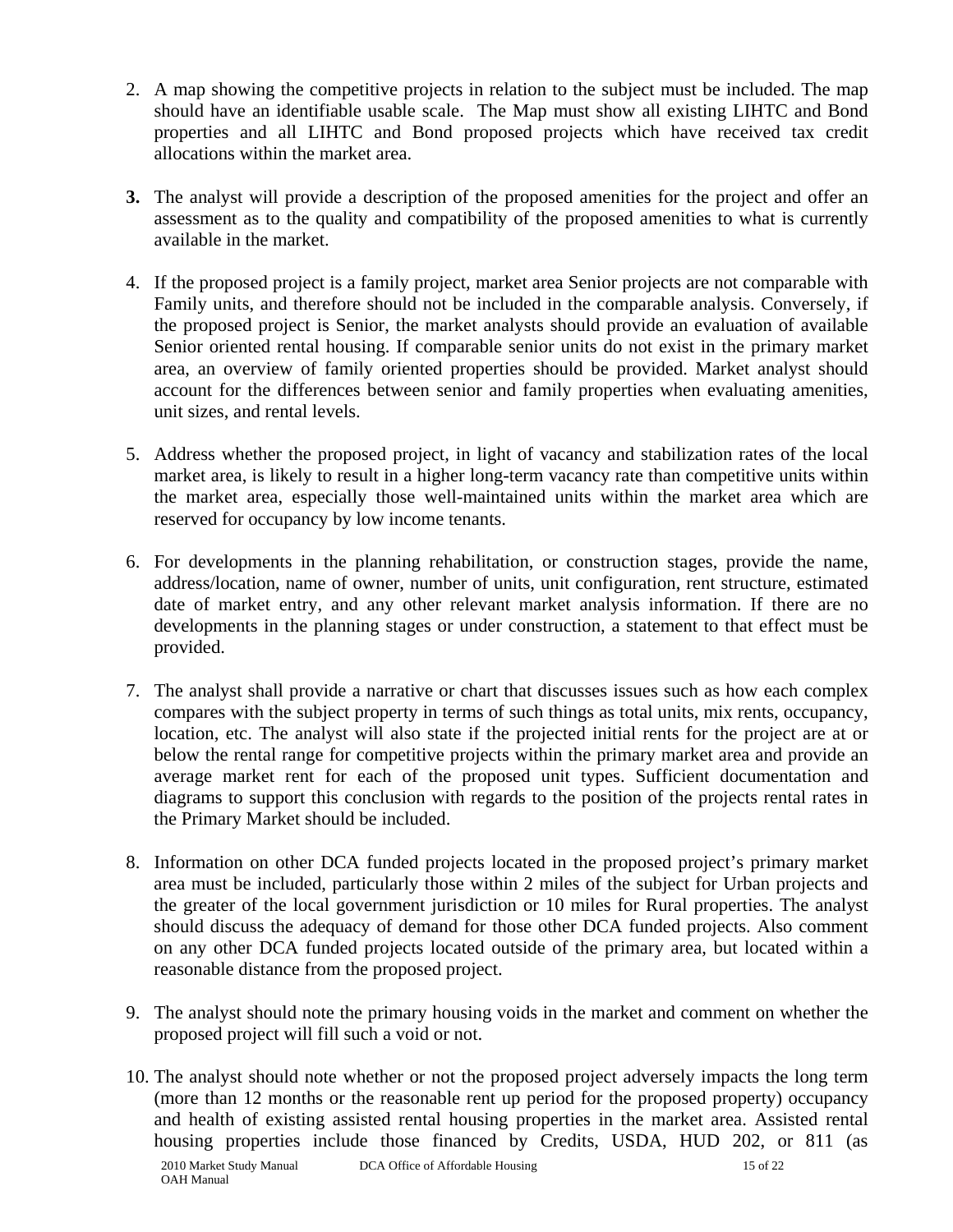2. A map showing the competitive projects in relation to the subject must be included. The map should have an identifiable usable scale. The Map must show all existing LIHTC and Bond properties and all LIHTC and Bond proposed projects which have received tax credit allocations within the market area.

3. The analyst will provide a description of the proposed amenities for the project and offer an assessment as to the quality and compatibility of the proposed amenities to what is currently available in the market.

4. If the proposed project is a family project, market area Senior projects are not comparable with Family units, and therefore should not be included in the comparable analysis. Conversely, if the proposed project is Senior, the market analysts should provide an evaluation of available Senior oriented rental housing. If comparable senior units do not exist in the primary market area, an overview of family oriented properties should be provided. Market analyst should account for the differences between senior and family properties when evaluating amenities, unit sizes, and rental levels.

5. Address whether the proposed project, in light of vacancy and stabilization rates of the local market area, is likely to result in a higher long-term vacancy rate than competitive units within the market area, especially those well-maintained units within the market area which are reserved for occupancy by low income tenants.

6. For developments in the planning rehabilitation, or construction stages, provide the name, address/location, name of owner, number of units, unit configuration, rent structure, estimated date of market entry, and any other relevant market analysis information. If there are no developments in the planning stages or under construction, a statement to that effect must be provided.

7. The analyst shall provide a narrative or chart that discusses issues such as how each complex compares with the subject property in terms of such things as total units, mix rents, occupancy, location, etc. The analyst will also state if the projected initial rents for the project are at or below the rental range for competitive projects within the primary market area and provide an average market rent for each of the proposed unit types. Sufficient documentation and diagrams to support this conclusion with regards to the position of the projects rental rates in the Primary Market should be included.

8. Information on other DCA funded projects located in the proposed project's primary market area must be included, particularly those within 2 miles of the subject for Urban projects and the greater of the local government jurisdiction or 10 miles for Rural properties. The analyst should discuss the adequacy of demand for those other DCA funded projects. Also comment on any other DCA funded projects located outside of the primary area, but located within a reasonable distance from the proposed project.

9. The analyst should note the primary housing voids in the market and comment on whether the proposed project will fill such a void or not.

10. The analyst should note whether or not the proposed project adversely impacts the long term (more than 12 months or the reasonable rent up period for the proposed property) occupancy and health of existing assisted rental housing properties in the market area. Assisted rental housing properties include those financed by Credits, USDA, HUD 202, or 811 (as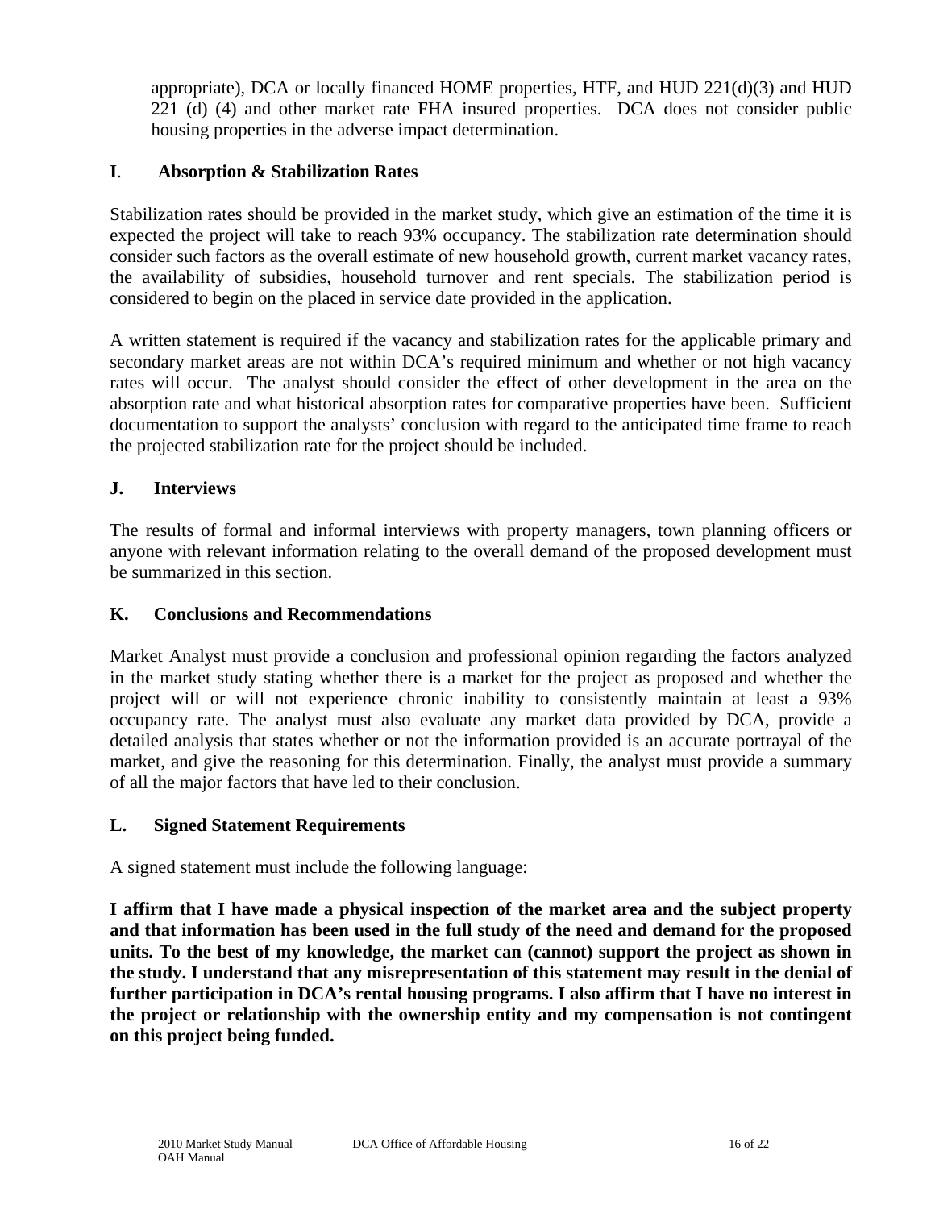appropriate), DCA or locally financed HOME properties, HTF, and HUD 221(d)(3) and HUD 221 (d) (4) and other market rate FHA insured properties. DCA does not consider public housing properties in the adverse impact determination.

## I. Absorption & Stabilization Rates

Stabilization rates should be provided in the market study, which give an estimation of the time it is expected the project will take to reach 93% occupancy. The stabilization rate determination should consider such factors as the overall estimate of new household growth, current market vacancy rates, the availability of subsidies, household turnover and rent specials. The stabilization period is considered to begin on the placed in service date provided in the application.

A written statement is required if the vacancy and stabilization rates for the applicable primary and secondary market areas are not within DCA's required minimum and whether or not high vacancy rates will occur. The analyst should consider the effect of other development in the area on the absorption rate and what historical absorption rates for comparative properties have been. Sufficient documentation to support the analysts' conclusion with regard to the anticipated time frame to reach the projected stabilization rate for the project should be included.

## J. Interviews

The results of formal and informal interviews with property managers, town planning officers or anyone with relevant information relating to the overall demand of the proposed development must be summarized in this section.

## K. Conclusions and Recommendations

Market Analyst must provide a conclusion and professional opinion regarding the factors analyzed in the market study stating whether there is a market for the project as proposed and whether the project will or will not experience chronic inability to consistently maintain at least a 93% occupancy rate. The analyst must also evaluate any market data provided by DCA, provide a detailed analysis that states whether or not the information provided is an accurate portrayal of the market, and give the reasoning for this determination. Finally, the analyst must provide a summary of all the major factors that have led to their conclusion.

## L. Signed Statement Requirements

A signed statement must include the following language:

**I affirm that I have made a physical inspection of the market area and the subject property and that information has been used in the full study of the need and demand for the proposed units. To the best of my knowledge, the market can (cannot) support the project as shown in the study. I understand that any misrepresentation of this statement may result in the denial of further participation in DCA's rental housing programs. I also affirm that I have no interest in the project or relationship with the ownership entity and my compensation is not contingent on this project being funded.**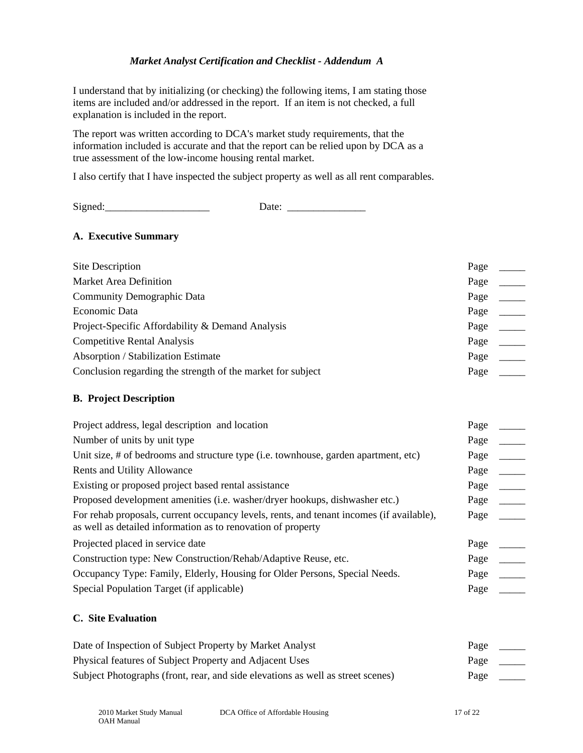### *Market Analyst Certification and Checklist - Addendum A*

I understand that by initializing (or checking) the following items, I am stating those items are included and/or addressed in the report. If an item is not checked, a full explanation is included in the report.

The report was written according to DCA's market study requirements, that the information included is accurate and that the report can be relied upon by DCA as a true assessment of the low-income housing rental market.

I also certify that I have inspected the subject property as well as all rent comparables.

Signed:____________________ Date: _______________

**A. Executive Summary**

| | |
|---|---|
| Site Description | Page _____ |
| Market Area Definition | Page _____ |
| Community Demographic Data | Page _____ |
| Economic Data | Page _____ |
| Project-Specific Affordability & Demand Analysis | Page _____ |
| Competitive Rental Analysis | Page _____ |
| Absorption / Stabilization Estimate | Page _____ |
| Conclusion regarding the strength of the market for subject | Page _____ |

**B. Project Description**

| | |
|---|---|
| Project address, legal description and location | Page _____ |
| Number of units by unit type | Page _____ |
| Unit size, # of bedrooms and structure type (i.e. townhouse, garden apartment, etc) | Page _____ |
| Rents and Utility Allowance | Page _____ |
| Existing or proposed project based rental assistance | Page _____ |
| Proposed development amenities (i.e. washer/dryer hookups, dishwasher etc.) | Page _____ |
| For rehab proposals, current occupancy levels, rents, and tenant incomes (if available), as well as detailed information as to renovation of property | Page _____ |
| Projected placed in service date | Page _____ |
| Construction type: New Construction/Rehab/Adaptive Reuse, etc. | Page _____ |
| Occupancy Type: Family, Elderly, Housing for Older Persons, Special Needs. | Page _____ |
| Special Population Target (if applicable) | Page _____ |

**C. Site Evaluation**

| | |
|---|---|
| Date of Inspection of Subject Property by Market Analyst | Page _____ |
| Physical features of Subject Property and Adjacent Uses | Page _____ |
| Subject Photographs (front, rear, and side elevations as well as street scenes) | Page _____ |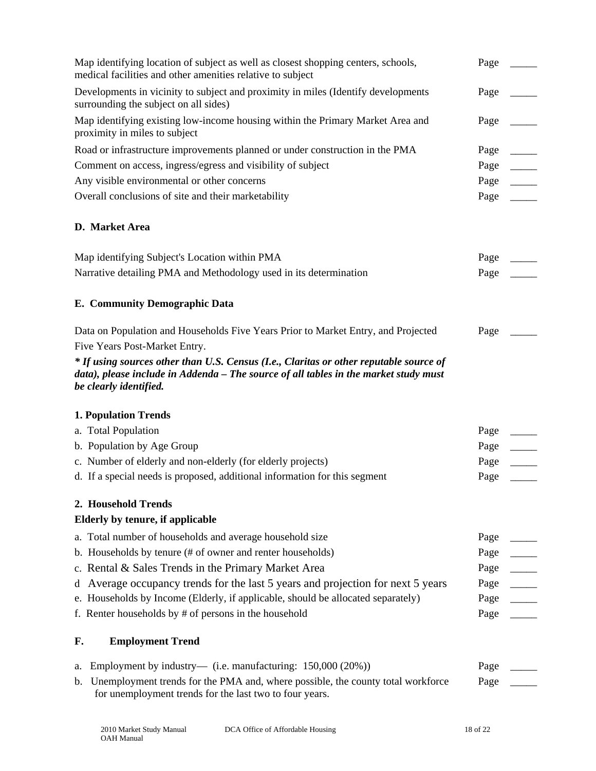| | | |
|---|---|---|
| Map identifying location of subject as well as closest shopping centers, schools, medical facilities and other amenities relative to subject | Page | _____ |
| Developments in vicinity to subject and proximity in miles (Identify developments surrounding the subject on all sides) | Page | _____ |
| Map identifying existing low-income housing within the Primary Market Area and proximity in miles to subject | Page | _____ |
| Road or infrastructure improvements planned or under construction in the PMA | Page | _____ |
| Comment on access, ingress/egress and visibility of subject | Page | _____ |
| Any visible environmental or other concerns | Page | _____ |
| Overall conclusions of site and their marketability | Page | _____ |

**D. Market Area**

| | | |
|---|---|---|
| Map identifying Subject's Location within PMA | Page | _____ |
| Narrative detailing PMA and Methodology used in its determination | Page | _____ |

**E. Community Demographic Data**

| | | |
|---|---|---|
| Data on Population and Households Five Years Prior to Market Entry, and Projected Five Years Post-Market Entry. | Page | _____ |

***\* If using sources other than U.S. Census (I.e., Claritas or other reputable source of data), please include in Addenda – The source of all tables in the market study must be clearly identified.***

**1. Population Trends**

| | | |
|---|---|---|
| a. Total Population | Page | _____ |
| b. Population by Age Group | Page | _____ |
| c. Number of elderly and non-elderly (for elderly projects) | Page | _____ |
| d. If a special needs is proposed, additional information for this segment | Page | _____ |

**2. Household Trends**

**Elderly by tenure, if applicable**

| | | |
|---|---|---|
| a. Total number of households and average household size | Page | _____ |
| b. Households by tenure (# of owner and renter households) | Page | _____ |
| c. Rental & Sales Trends in the Primary Market Area | Page | _____ |
| d Average occupancy trends for the last 5 years and projection for next 5 years | Page | _____ |
| e. Households by Income (Elderly, if applicable, should be allocated separately) | Page | _____ |
| f. Renter households by # of persons in the household | Page | _____ |

**F. Employment Trend**

| | | |
|---|---|---|
| a. Employment by industry— (i.e. manufacturing: 150,000 (20%)) | Page | _____ |
| b. Unemployment trends for the PMA and, where possible, the county total workforce for unemployment trends for the last two to four years. | Page | _____ |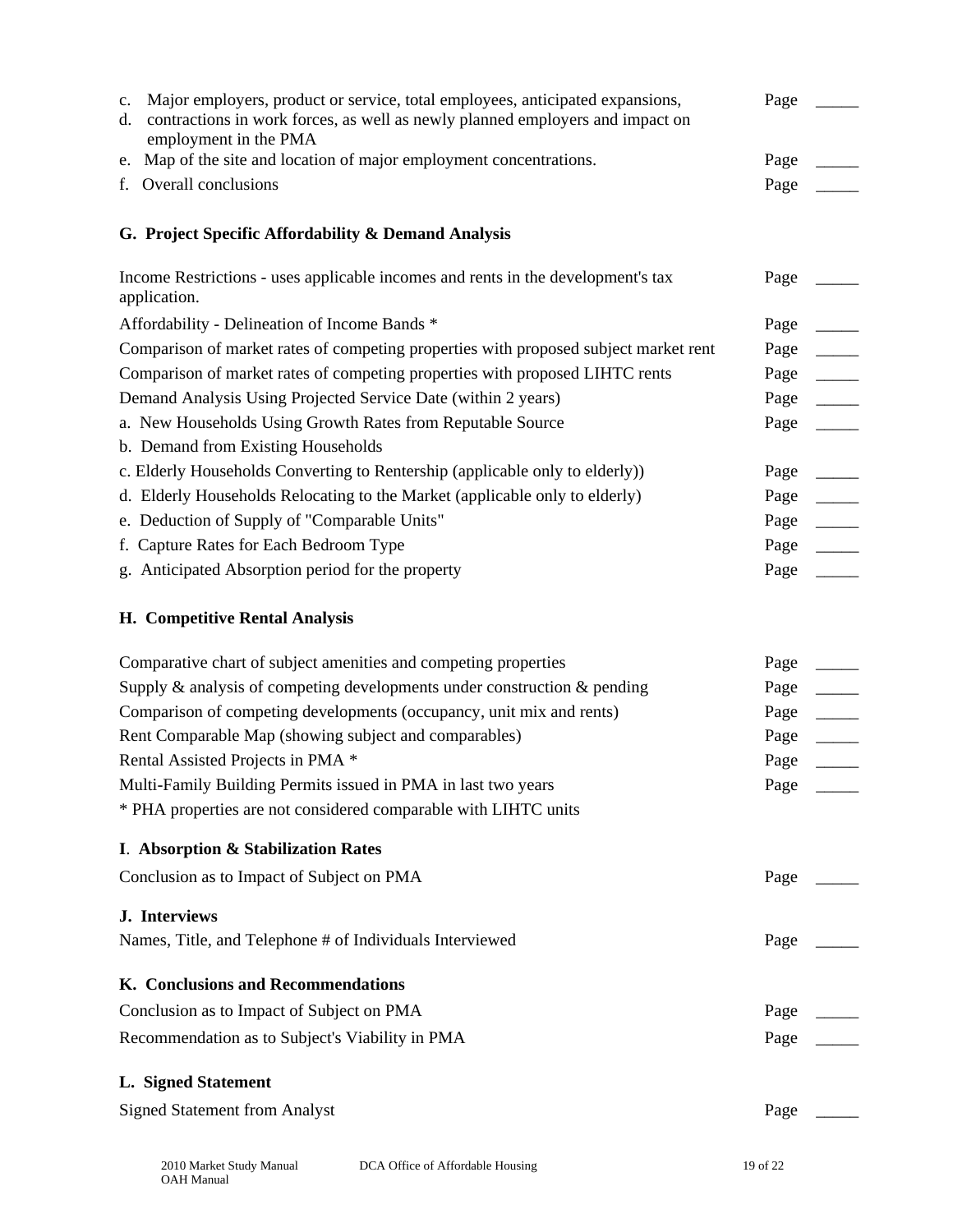c. Major employers, product or service, total employees, anticipated expansions, Page _____
d. contractions in work forces, as well as newly planned employers and impact on employment in the PMA
e. Map of the site and location of major employment concentrations. Page _____
f. Overall conclusions Page _____

### G. Project Specific Affordability & Demand Analysis

Income Restrictions - uses applicable incomes and rents in the development's tax application. Page _____

Affordability - Delineation of Income Bands * Page _____

Comparison of market rates of competing properties with proposed subject market rent Page _____

Comparison of market rates of competing properties with proposed LIHTC rents Page _____

Demand Analysis Using Projected Service Date (within 2 years) Page _____

a. New Households Using Growth Rates from Reputable Source Page _____

b. Demand from Existing Households

c. Elderly Households Converting to Rentership (applicable only to elderly)) Page _____

d. Elderly Households Relocating to the Market (applicable only to elderly) Page _____

e. Deduction of Supply of "Comparable Units" Page _____

f. Capture Rates for Each Bedroom Type Page _____

g. Anticipated Absorption period for the property Page _____

### H. Competitive Rental Analysis

Comparative chart of subject amenities and competing properties Page _____

Supply & analysis of competing developments under construction & pending Page _____

Comparison of competing developments (occupancy, unit mix and rents) Page _____

Rent Comparable Map (showing subject and comparables) Page _____

Rental Assisted Projects in PMA * Page _____

Multi-Family Building Permits issued in PMA in last two years Page _____

* PHA properties are not considered comparable with LIHTC units

### I. Absorption & Stabilization Rates

Conclusion as to Impact of Subject on PMA Page _____

### J. Interviews

Names, Title, and Telephone # of Individuals Interviewed Page _____

### K. Conclusions and Recommendations

Conclusion as to Impact of Subject on PMA Page _____

Recommendation as to Subject's Viability in PMA Page _____

### L. Signed Statement

Signed Statement from Analyst Page _____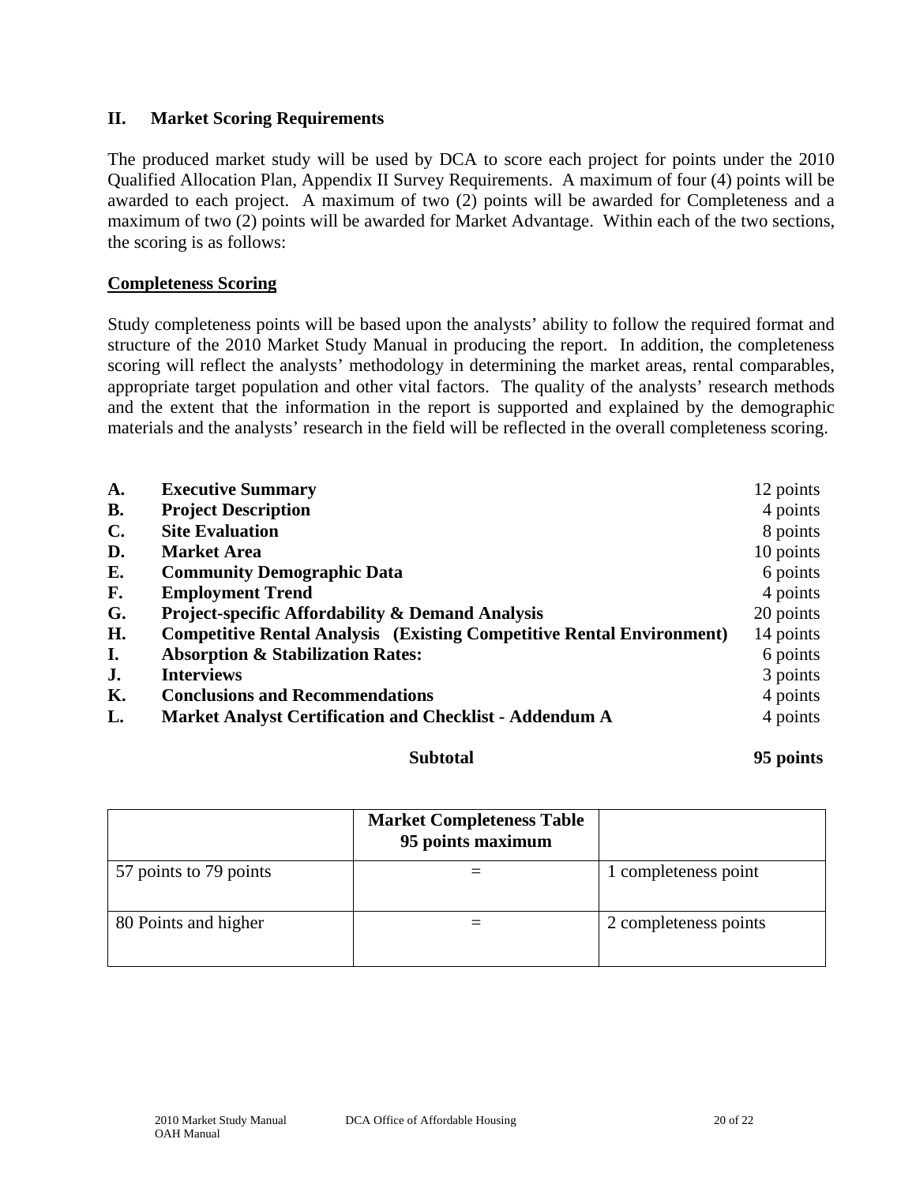## II. Market Scoring Requirements

The produced market study will be used by DCA to score each project for points under the 2010 Qualified Allocation Plan, Appendix II Survey Requirements. A maximum of four (4) points will be awarded to each project. A maximum of two (2) points will be awarded for Completeness and a maximum of two (2) points will be awarded for Market Advantage. Within each of the two sections, the scoring is as follows:

### Completeness Scoring

Study completeness points will be based upon the analysts' ability to follow the required format and structure of the 2010 Market Study Manual in producing the report. In addition, the completeness scoring will reflect the analysts' methodology in determining the market areas, rental comparables, appropriate target population and other vital factors. The quality of the analysts' research methods and the extent that the information in the report is supported and explained by the demographic materials and the analysts' research in the field will be reflected in the overall completeness scoring.

| | | |
|---|---|---|
| **A.** | **Executive Summary** | 12 points |
| **B.** | **Project Description** | 4 points |
| **C.** | **Site Evaluation** | 8 points |
| **D.** | **Market Area** | 10 points |
| **E.** | **Community Demographic Data** | 6 points |
| **F.** | **Employment Trend** | 4 points |
| **G.** | **Project-specific Affordability & Demand Analysis** | 20 points |
| **H.** | **Competitive Rental Analysis (Existing Competitive Rental Environment)** | 14 points |
| **I.** | **Absorption & Stabilization Rates:** | 6 points |
| **J.** | **Interviews** | 3 points |
| **K.** | **Conclusions and Recommendations** | 4 points |
| **L.** | **Market Analyst Certification and Checklist - Addendum A** | 4 points |
| | **Subtotal** | **95 points** |

| | **Market Completeness Table 95 points maximum** | |
|---|---|---|
| 57 points to 79 points | = | 1 completeness point |
| 80 Points and higher | = | 2 completeness points |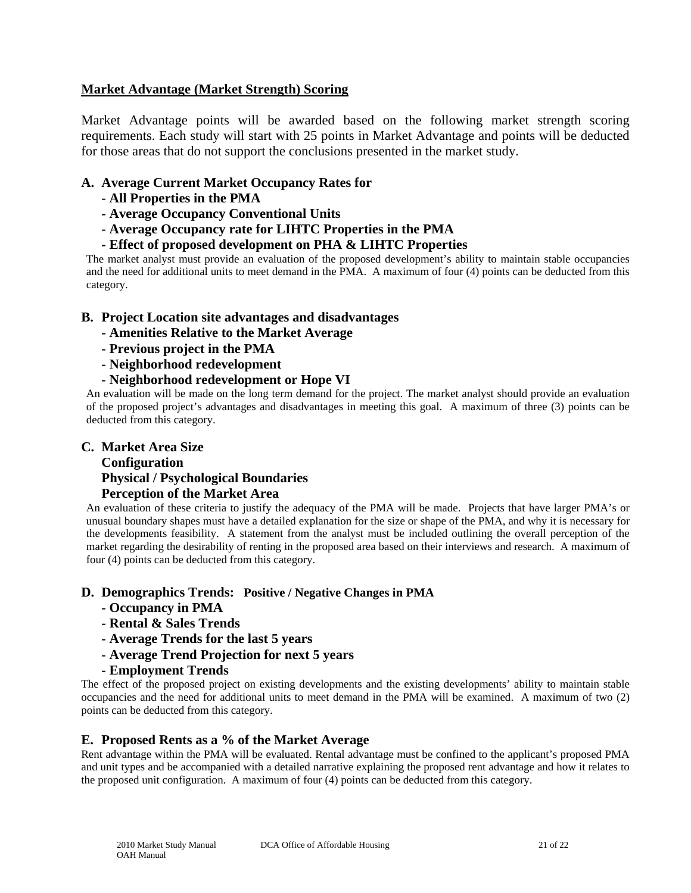## Market Advantage (Market Strength) Scoring

Market Advantage points will be awarded based on the following market strength scoring requirements. Each study will start with 25 points in Market Advantage and points will be deducted for those areas that do not support the conclusions presented in the market study.

### A. Average Current Market Occupancy Rates for

- **All Properties in the PMA**
- **Average Occupancy Conventional Units**
- **Average Occupancy rate for LIHTC Properties in the PMA**
- **Effect of proposed development on PHA & LIHTC Properties**

The market analyst must provide an evaluation of the proposed development's ability to maintain stable occupancies and the need for additional units to meet demand in the PMA. A maximum of four (4) points can be deducted from this category.

### B. Project Location site advantages and disadvantages

- **Amenities Relative to the Market Average**
- **Previous project in the PMA**
- **Neighborhood redevelopment**
- **Neighborhood redevelopment or Hope VI**

An evaluation will be made on the long term demand for the project. The market analyst should provide an evaluation of the proposed project's advantages and disadvantages in meeting this goal. A maximum of three (3) points can be deducted from this category.

### C. Market Area Size

**Configuration**
**Physical / Psychological Boundaries**
**Perception of the Market Area**

An evaluation of these criteria to justify the adequacy of the PMA will be made. Projects that have larger PMA's or unusual boundary shapes must have a detailed explanation for the size or shape of the PMA, and why it is necessary for the developments feasibility. A statement from the analyst must be included outlining the overall perception of the market regarding the desirability of renting in the proposed area based on their interviews and research. A maximum of four (4) points can be deducted from this category.

### D. Demographics Trends: Positive / Negative Changes in PMA

- **Occupancy in PMA**
- **Rental & Sales Trends**
- **Average Trends for the last 5 years**
- **Average Trend Projection for next 5 years**
- **Employment Trends**

The effect of the proposed project on existing developments and the existing developments' ability to maintain stable occupancies and the need for additional units to meet demand in the PMA will be examined. A maximum of two (2) points can be deducted from this category.

### E. Proposed Rents as a % of the Market Average

Rent advantage within the PMA will be evaluated. Rental advantage must be confined to the applicant's proposed PMA and unit types and be accompanied with a detailed narrative explaining the proposed rent advantage and how it relates to the proposed unit configuration. A maximum of four (4) points can be deducted from this category.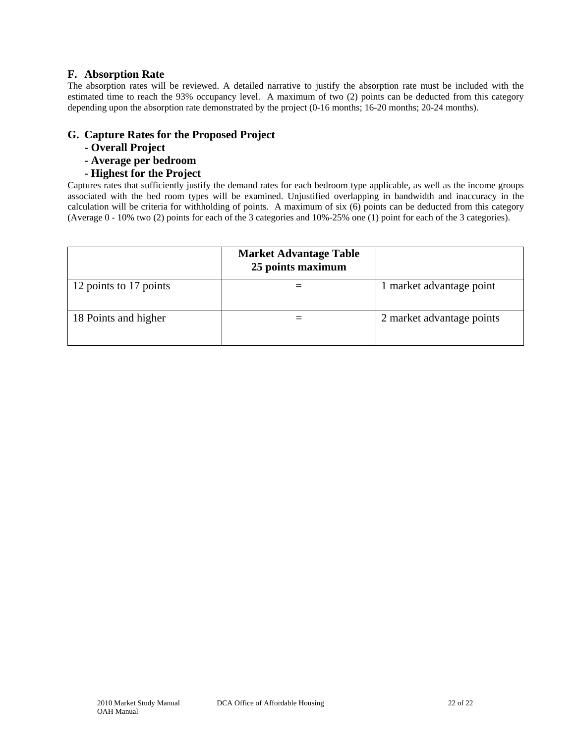### F. Absorption Rate

The absorption rates will be reviewed. A detailed narrative to justify the absorption rate must be included with the estimated time to reach the 93% occupancy level. A maximum of two (2) points can be deducted from this category depending upon the absorption rate demonstrated by the project (0-16 months; 16-20 months; 20-24 months).

### G. Capture Rates for the Proposed Project

**- Overall Project**

**- Average per bedroom**

**- Highest for the Project**

Captures rates that sufficiently justify the demand rates for each bedroom type applicable, as well as the income groups associated with the bed room types will be examined. Unjustified overlapping in bandwidth and inaccuracy in the calculation will be criteria for withholding of points. A maximum of six (6) points can be deducted from this category (Average 0 - 10% two (2) points for each of the 3 categories and 10%-25% one (1) point for each of the 3 categories).

| | **Market Advantage Table 25 points maximum** | |
|---|---|---|
| 12 points to 17 points | = | 1 market advantage point |
| 18 Points and higher | = | 2 market advantage points |